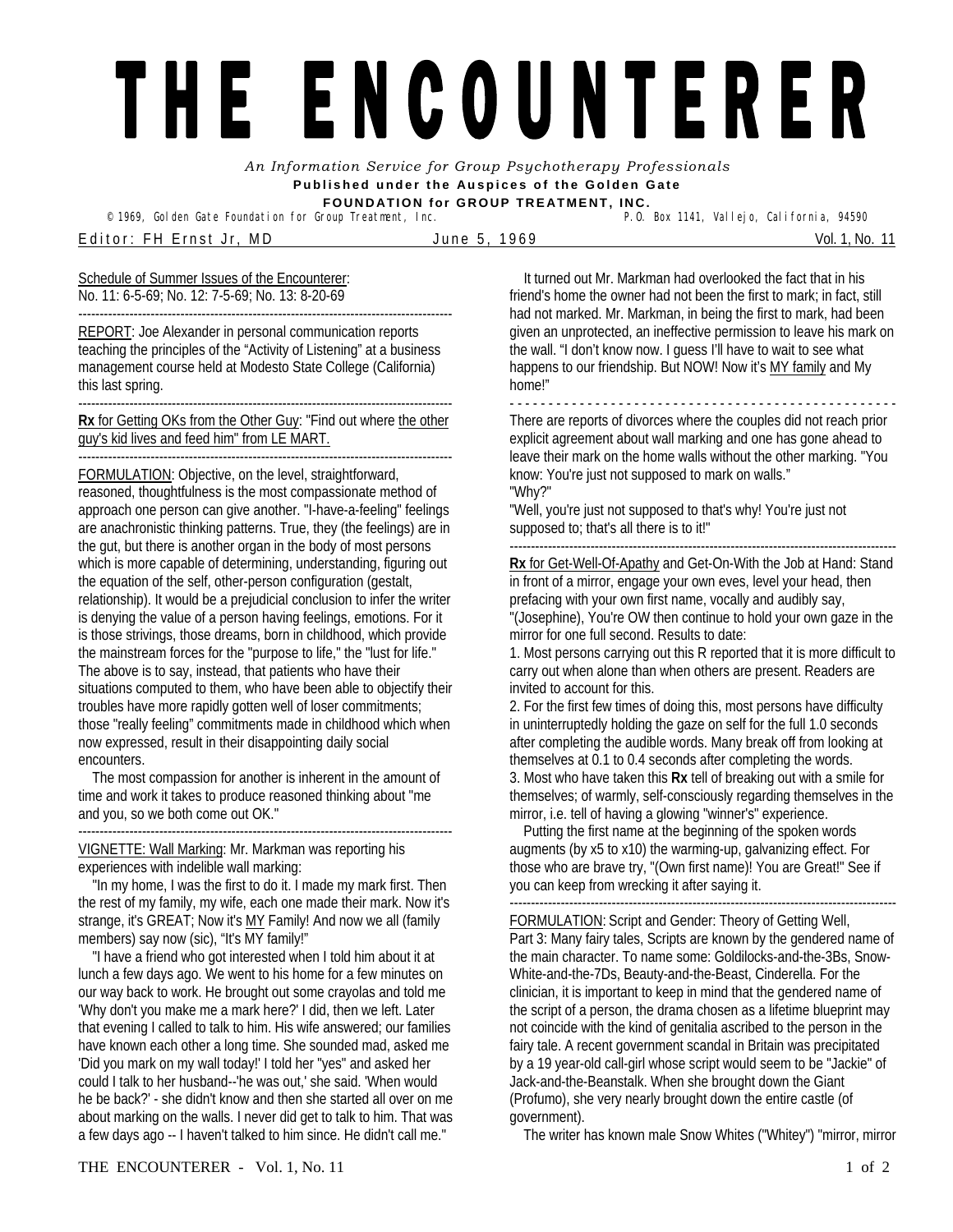# THE ENCOUNTERER

*An Information Service for Group Psychotherapy Professionals*

**Published under the Auspices of the Golden Gate FOUNDATION for GROUP TREATMENT, INC.**

© 1969, Golden Gate Foundation for Group Treatment, Inc. P.O. Box 1141, Vallejo, California, 94590

Editor: FH Ernst Jr, MD — June 5, 1969 — Vol. 1, No. 11

Schedule of Summer Issues of the Encounterer:
No. 11: 6-5-69; No. 12: 7-5-69; No. 13: 8-20-69

---

REPORT: Joe Alexander in personal communication reports teaching the principles of the "Activity of Listening" at a business management course held at Modesto State College (California) this last spring.

---

**Rx** for Getting OKs from the Other Guy: "Find out where the other guy's kid lives and feed him" from LE MART.

---

FORMULATION: Objective, on the level, straightforward, reasoned, thoughtfulness is the most compassionate method of approach one person can give another. "I-have-a-feeling" feelings are anachronistic thinking patterns. True, they (the feelings) are in the gut, but there is another organ in the body of most persons which is more capable of determining, understanding, figuring out the equation of the self, other-person configuration (gestalt, relationship). It would be a prejudicial conclusion to infer the writer is denying the value of a person having feelings, emotions. For it is those strivings, those dreams, born in childhood, which provide the mainstream forces for the "purpose to life," the "lust for life." The above is to say, instead, that patients who have their situations computed to them, who have been able to objectify their troubles have more rapidly gotten well of loser commitments; those "really feeling" commitments made in childhood which when now expressed, result in their disappointing daily social encounters.

The most compassion for another is inherent in the amount of time and work it takes to produce reasoned thinking about "me and you, so we both come out OK."

---

VIGNETTE: Wall Marking: Mr. Markman was reporting his experiences with indelible wall marking:

"In my home, I was the first to do it. I made my mark first. Then the rest of my family, my wife, each one made their mark. Now it's strange, it's GREAT; Now it's MY Family! And now we all (family members) say now (sic), "It's MY family!"

"I have a friend who got interested when I told him about it at lunch a few days ago. We went to his home for a few minutes on our way back to work. He brought out some crayolas and told me 'Why don't you make me a mark here?' I did, then we left. Later that evening I called to talk to him. His wife answered; our families have known each other a long time. She sounded mad, asked me 'Did you mark on my wall today!' I told her "yes" and asked her could I talk to her husband--'he was out,' she said. 'When would he be back?' - she didn't know and then she started all over on me about marking on the walls. I never did get to talk to him. That was a few days ago -- I haven't talked to him since. He didn't call me."

It turned out Mr. Markman had overlooked the fact that in his friend's home the owner had not been the first to mark; in fact, still had not marked. Mr. Markman, in being the first to mark, had been given an unprotected, an ineffective permission to leave his mark on the wall. "I don't know now. I guess I'll have to wait to see what happens to our friendship. But NOW! Now it's MY family and My home!"

---

There are reports of divorces where the couples did not reach prior explicit agreement about wall marking and one has gone ahead to leave their mark on the home walls without the other marking. "You know: You're just not supposed to mark on walls."
"Why?"
"Well, you're just not supposed to that's why! You're just not supposed to; that's all there is to it!"

---

**Rx** for Get-Well-Of-Apathy and Get-On-With the Job at Hand: Stand in front of a mirror, engage your own eves, level your head, then prefacing with your own first name, vocally and audibly say, "(Josephine), You're OW then continue to hold your own gaze in the mirror for one full second. Results to date:

1. Most persons carrying out this R reported that it is more difficult to carry out when alone than when others are present. Readers are invited to account for this.
2. For the first few times of doing this, most persons have difficulty in uninterruptedly holding the gaze on self for the full 1.0 seconds after completing the audible words. Many break off from looking at themselves at 0.1 to 0.4 seconds after completing the words.
3. Most who have taken this **Rx** tell of breaking out with a smile for themselves; of warmly, self-consciously regarding themselves in the mirror, i.e. tell of having a glowing "winner's" experience.

Putting the first name at the beginning of the spoken words augments (by x5 to x10) the warming-up, galvanizing effect. For those who are brave try, "(Own first name)! You are Great!" See if you can keep from wrecking it after saying it.

---

FORMULATION: Script and Gender: Theory of Getting Well, Part 3: Many fairy tales, Scripts are known by the gendered name of the main character. To name some: Goldilocks-and-the-3Bs, Snow-White-and-the-7Ds, Beauty-and-the-Beast, Cinderella. For the clinician, it is important to keep in mind that the gendered name of the script of a person, the drama chosen as a lifetime blueprint may not coincide with the kind of genitalia ascribed to the person in the fairy tale. A recent government scandal in Britain was precipitated by a 19 year-old call-girl whose script would seem to be "Jackie" of Jack-and-the-Beanstalk. When she brought down the Giant (Profumo), she very nearly brought down the entire castle (of government).

The writer has known male Snow Whites ("Whitey") "mirror, mirror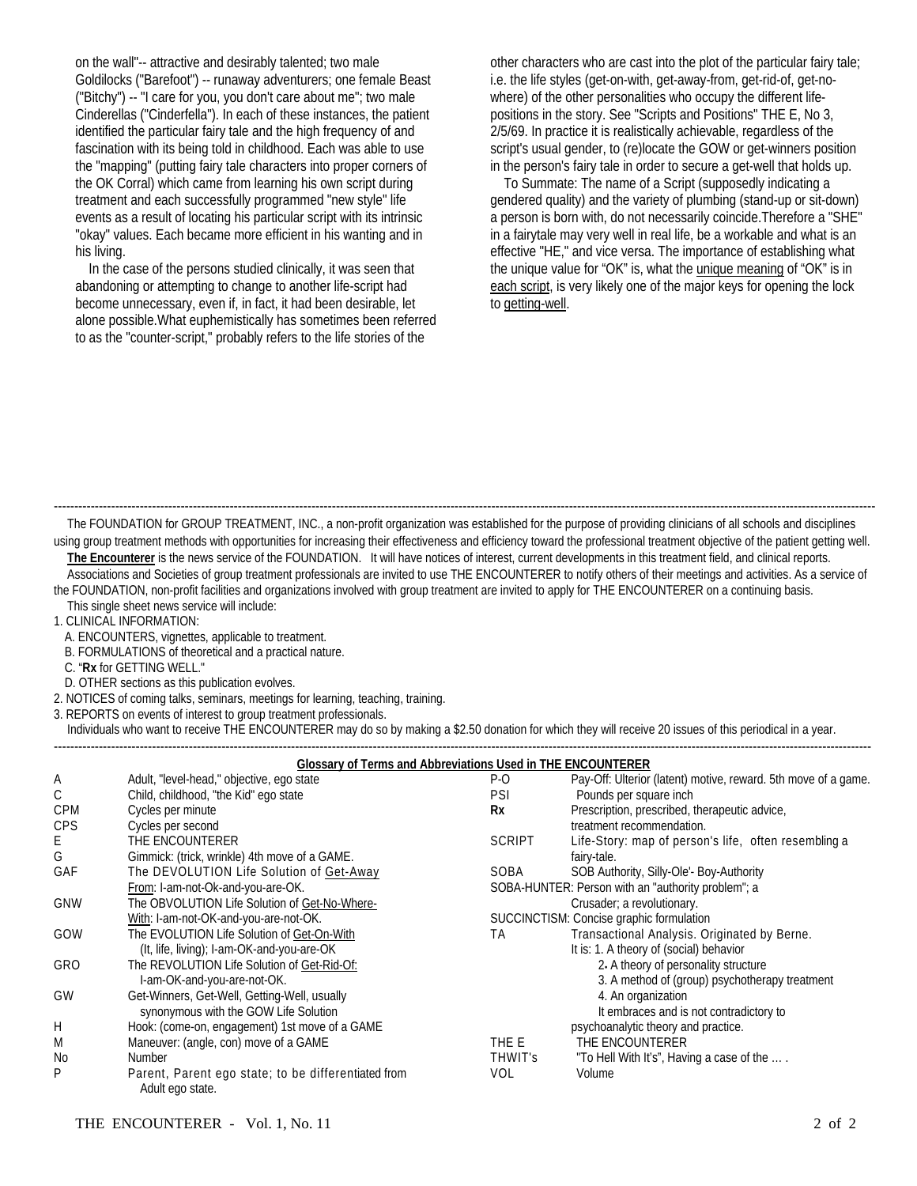on the wall"-- attractive and desirably talented; two male Goldilocks ("Barefoot") -- runaway adventurers; one female Beast ("Bitchy") -- "I care for you, you don't care about me"; two male Cinderellas ("Cinderfella"). In each of these instances, the patient identified the particular fairy tale and the high frequency of and fascination with its being told in childhood. Each was able to use the "mapping" (putting fairy tale characters into proper corners of the OK Corral) which came from learning his own script during treatment and each successfully programmed "new style" life events as a result of locating his particular script with its intrinsic "okay" values. Each became more efficient in his wanting and in his living.

In the case of the persons studied clinically, it was seen that abandoning or attempting to change to another life-script had become unnecessary, even if, in fact, it had been desirable, let alone possible.What euphemistically has sometimes been referred to as the "counter-script," probably refers to the life stories of the other characters who are cast into the plot of the particular fairy tale; i.e. the life styles (get-on-with, get-away-from, get-rid-of, get-no-where) of the other personalities who occupy the different life-positions in the story. See "Scripts and Positions" THE E, No 3, 2/5/69. In practice it is realistically achievable, regardless of the script's usual gender, to (re)locate the GOW or get-winners position in the person's fairy tale in order to secure a get-well that holds up.

To Summate: The name of a Script (supposedly indicating a gendered quality) and the variety of plumbing (stand-up or sit-down) a person is born with, do not necessarily coincide.Therefore a "SHE" in a fairytale may very well in real life, be a workable and what is an effective "HE," and vice versa. The importance of establishing what the unique value for "OK" is, what the unique meaning of "OK" is in each script, is very likely one of the major keys for opening the lock to getting-well.

---

The FOUNDATION for GROUP TREATMENT, INC., a non-profit organization was established for the purpose of providing clinicians of all schools and disciplines using group treatment methods with opportunities for increasing their effectiveness and efficiency toward the professional treatment objective of the patient getting well.

**The Encounterer** is the news service of the FOUNDATION. It will have notices of interest, current developments in this treatment field, and clinical reports.

Associations and Societies of group treatment professionals are invited to use THE ENCOUNTERER to notify others of their meetings and activities. As a service of the FOUNDATION, non-profit facilities and organizations involved with group treatment are invited to apply for THE ENCOUNTERER on a continuing basis.

This single sheet news service will include:

1. CLINICAL INFORMATION:
   A. ENCOUNTERS, vignettes, applicable to treatment.
   B. FORMULATIONS of theoretical and a practical nature.
   C. "**Rx** for GETTING WELL."
   D. OTHER sections as this publication evolves.
2. NOTICES of coming talks, seminars, meetings for learning, teaching, training.
3. REPORTS on events of interest to group treatment professionals.

Individuals who want to receive THE ENCOUNTERER may do so by making a $2.50 donation for which they will receive 20 issues of this periodical in a year.

---

**Glossary of Terms and Abbreviations Used in THE ENCOUNTERER**

| | |
|---|---|
| A | Adult, "level-head," objective, ego state |
| C | Child, childhood, "the Kid" ego state |
| CPM | Cycles per minute |
| CPS | Cycles per second |
| E | THE ENCOUNTERER |
| G | Gimmick: (trick, wrinkle) 4th move of a GAME. |
| GAF | The DEVOLUTION Life Solution of Get-Away From: I-am-not-Ok-and-you-are-OK. |
| GNW | The OBVOLUTION Life Solution of Get-No-Where-With: I-am-not-OK-and-you-are-not-OK. |
| GOW | The EVOLUTION Life Solution of Get-On-With (It, life, living); I-am-OK-and-you-are-OK |
| GRO | The REVOLUTION Life Solution of Get-Rid-Of: I-am-OK-and-you-are-not-OK. |
| GW | Get-Winners, Get-Well, Getting-Well, usually synonymous with the GOW Life Solution |
| H | Hook: (come-on, engagement) 1st move of a GAME |
| M | Maneuver: (angle, con) move of a GAME |
| No | Number |
| P | Parent, Parent ego state; to be differentiated from Adult ego state. |
| P-O | Pay-Off: Ulterior (latent) motive, reward. 5th move of a game. |
| PSI | Pounds per square inch |
| **Rx** | Prescription, prescribed, therapeutic advice, treatment recommendation. |
| SCRIPT | Life-Story: map of person's life, often resembling a fairy-tale. |
| SOBA | SOB Authority, Silly-Ole'- Boy-Authority |
| SOBA-HUNTER | Person with an "authority problem"; a Crusader; a revolutionary. |
| SUCCINCTISM | Concise graphic formulation |
| TA | Transactional Analysis. Originated by Berne. It is: 1. A theory of (social) behavior 2. A theory of personality structure 3. A method of (group) psychotherapy treatment 4. An organization. It embraces and is not contradictory to psychoanalytic theory and practice. |
| THE E | THE ENCOUNTERER |
| THWIT's | "To Hell With It's", Having a case of the … . |
| VOL | Volume |